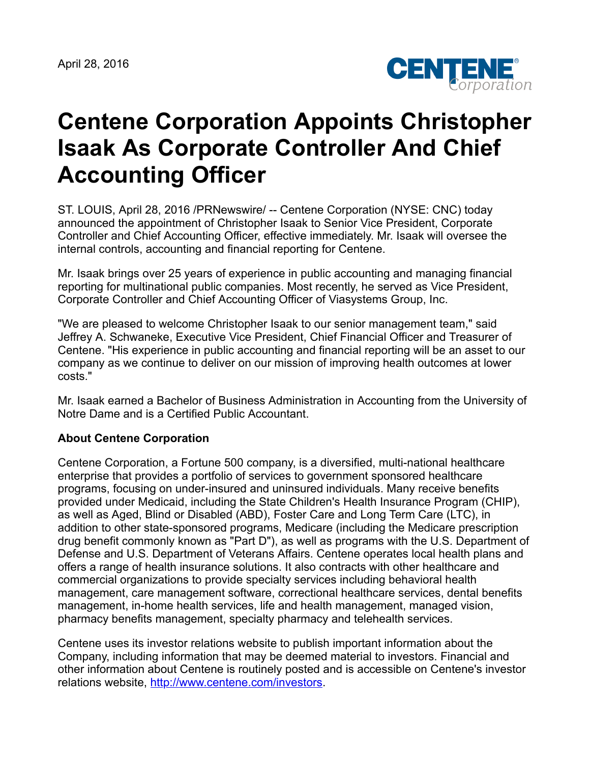April 28, 2016

# Centene Corporation Appoints Christopher Isaak As Corporate Controller And Chief Accounting Officer

ST. LOUIS, April 28, 2016 /PRNewswire/ -- Centene Corporation (NYSE: CNC) today announced the appointment of Christopher Isaak to Senior Vice President, Corporate Controller and Chief Accounting Officer, effective immediately. Mr. Isaak will oversee the internal controls, accounting and financial reporting for Centene.

Mr. Isaak brings over 25 years of experience in public accounting and managing financial reporting for multinational public companies. Most recently, he served as Vice President, Corporate Controller and Chief Accounting Officer of Viasystems Group, Inc.

"We are pleased to welcome Christopher Isaak to our senior management team," said Jeffrey A. Schwaneke, Executive Vice President, Chief Financial Officer and Treasurer of Centene. "His experience in public accounting and financial reporting will be an asset to our company as we continue to deliver on our mission of improving health outcomes at lower costs."

Mr. Isaak earned a Bachelor of Business Administration in Accounting from the University of Notre Dame and is a Certified Public Accountant.

**About Centene Corporation**

Centene Corporation, a Fortune 500 company, is a diversified, multi-national healthcare enterprise that provides a portfolio of services to government sponsored healthcare programs, focusing on under-insured and uninsured individuals. Many receive benefits provided under Medicaid, including the State Children's Health Insurance Program (CHIP), as well as Aged, Blind or Disabled (ABD), Foster Care and Long Term Care (LTC), in addition to other state-sponsored programs, Medicare (including the Medicare prescription drug benefit commonly known as "Part D"), as well as programs with the U.S. Department of Defense and U.S. Department of Veterans Affairs. Centene operates local health plans and offers a range of health insurance solutions. It also contracts with other healthcare and commercial organizations to provide specialty services including behavioral health management, care management software, correctional healthcare services, dental benefits management, in-home health services, life and health management, managed vision, pharmacy benefits management, specialty pharmacy and telehealth services.

Centene uses its investor relations website to publish important information about the Company, including information that may be deemed material to investors. Financial and other information about Centene is routinely posted and is accessible on Centene's investor relations website, [http://www.centene.com/investors](http://www.centene.com/investors).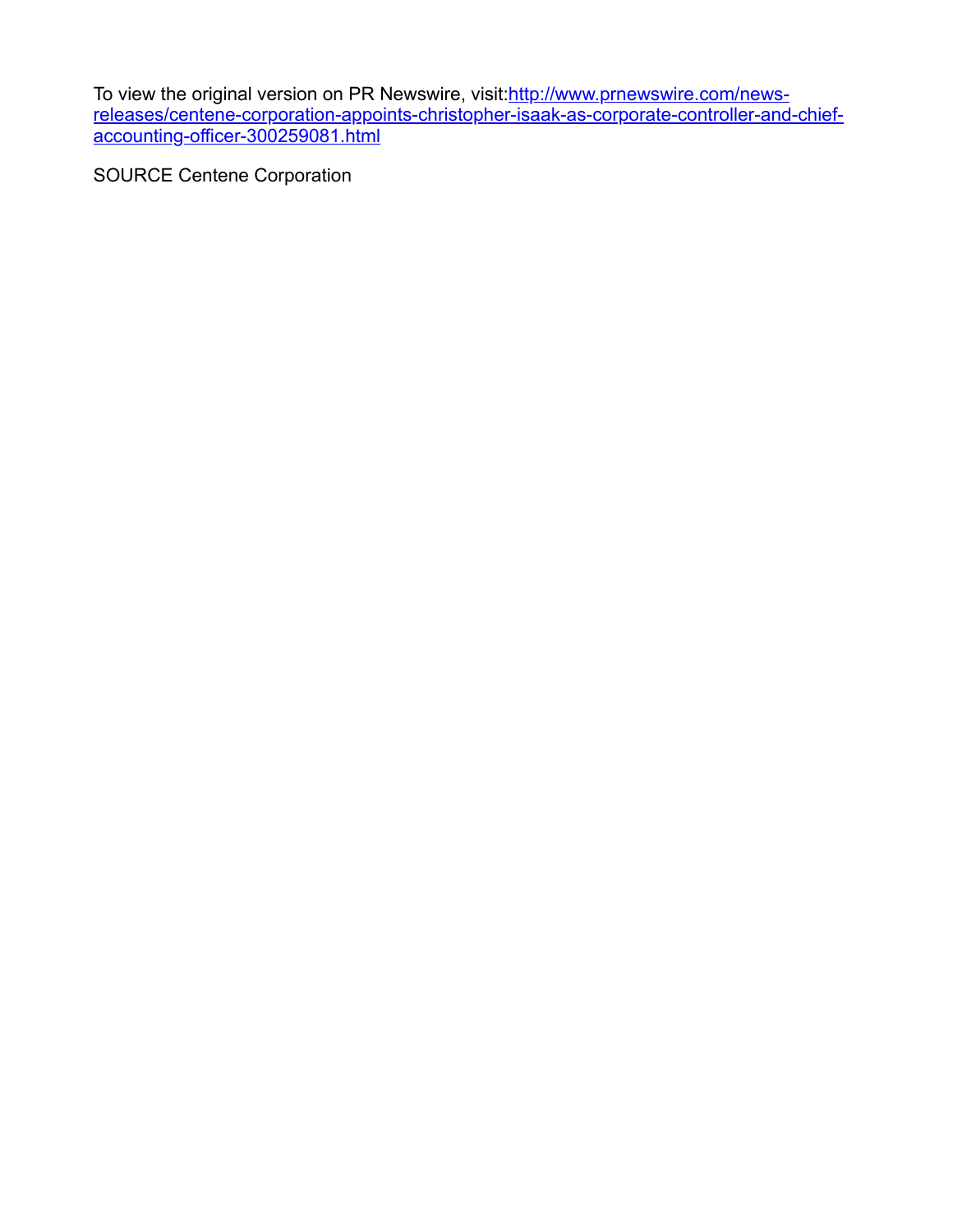To view the original version on PR Newswire, visit:[http://www.prnewswire.com/news-releases/centene-corporation-appoints-christopher-isaak-as-corporate-controller-and-chief-accounting-officer-300259081.html](http://www.prnewswire.com/news-releases/centene-corporation-appoints-christopher-isaak-as-corporate-controller-and-chief-accounting-officer-300259081.html)

SOURCE Centene Corporation